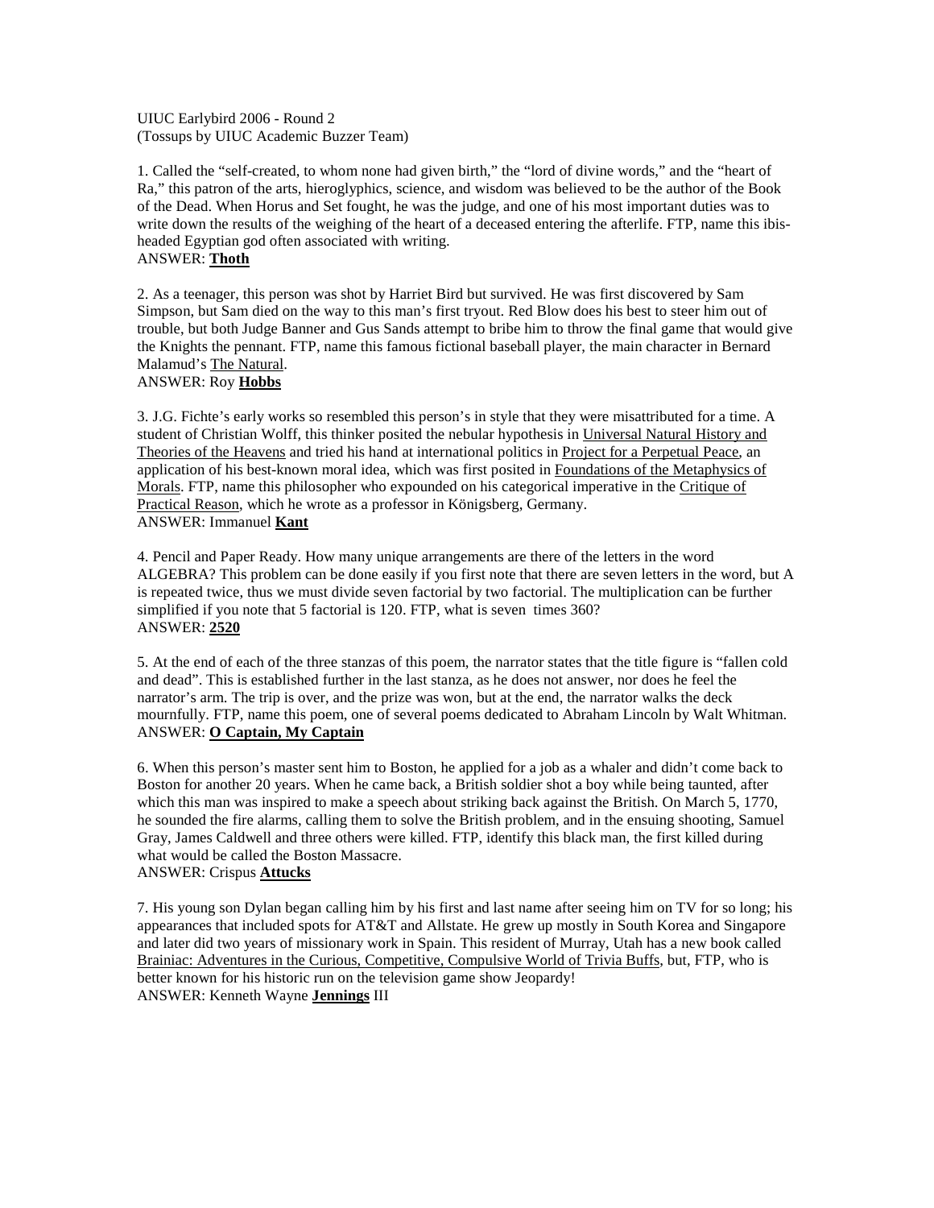UIUC Earlybird 2006 - Round 2
(Tossups by UIUC Academic Buzzer Team)

1. Called the "self-created, to whom none had given birth," the "lord of divine words," and the "heart of Ra," this patron of the arts, hieroglyphics, science, and wisdom was believed to be the author of the Book of the Dead. When Horus and Set fought, he was the judge, and one of his most important duties was to write down the results of the weighing of the heart of a deceased entering the afterlife. FTP, name this ibis-headed Egyptian god often associated with writing.
ANSWER: **Thoth**

2. As a teenager, this person was shot by Harriet Bird but survived. He was first discovered by Sam Simpson, but Sam died on the way to this man's first tryout. Red Blow does his best to steer him out of trouble, but both Judge Banner and Gus Sands attempt to bribe him to throw the final game that would give the Knights the pennant. FTP, name this famous fictional baseball player, the main character in Bernard Malamud's The Natural.
ANSWER: Roy **Hobbs**

3. J.G. Fichte's early works so resembled this person's in style that they were misattributed for a time. A student of Christian Wolff, this thinker posited the nebular hypothesis in Universal Natural History and Theories of the Heavens and tried his hand at international politics in Project for a Perpetual Peace, an application of his best-known moral idea, which was first posited in Foundations of the Metaphysics of Morals. FTP, name this philosopher who expounded on his categorical imperative in the Critique of Practical Reason, which he wrote as a professor in Königsberg, Germany.
ANSWER: Immanuel **Kant**

4. Pencil and Paper Ready. How many unique arrangements are there of the letters in the word ALGEBRA? This problem can be done easily if you first note that there are seven letters in the word, but A is repeated twice, thus we must divide seven factorial by two factorial. The multiplication can be further simplified if you note that 5 factorial is 120. FTP, what is seven times 360?
ANSWER: **2520**

5. At the end of each of the three stanzas of this poem, the narrator states that the title figure is "fallen cold and dead". This is established further in the last stanza, as he does not answer, nor does he feel the narrator's arm. The trip is over, and the prize was won, but at the end, the narrator walks the deck mournfully. FTP, name this poem, one of several poems dedicated to Abraham Lincoln by Walt Whitman.
ANSWER: **O Captain, My Captain**

6. When this person's master sent him to Boston, he applied for a job as a whaler and didn't come back to Boston for another 20 years. When he came back, a British soldier shot a boy while being taunted, after which this man was inspired to make a speech about striking back against the British. On March 5, 1770, he sounded the fire alarms, calling them to solve the British problem, and in the ensuing shooting, Samuel Gray, James Caldwell and three others were killed. FTP, identify this black man, the first killed during what would be called the Boston Massacre.
ANSWER: Crispus **Attucks**

7. His young son Dylan began calling him by his first and last name after seeing him on TV for so long; his appearances that included spots for AT&T and Allstate. He grew up mostly in South Korea and Singapore and later did two years of missionary work in Spain. This resident of Murray, Utah has a new book called Brainiac: Adventures in the Curious, Competitive, Compulsive World of Trivia Buffs, but, FTP, who is better known for his historic run on the television game show Jeopardy!
ANSWER: Kenneth Wayne **Jennings** III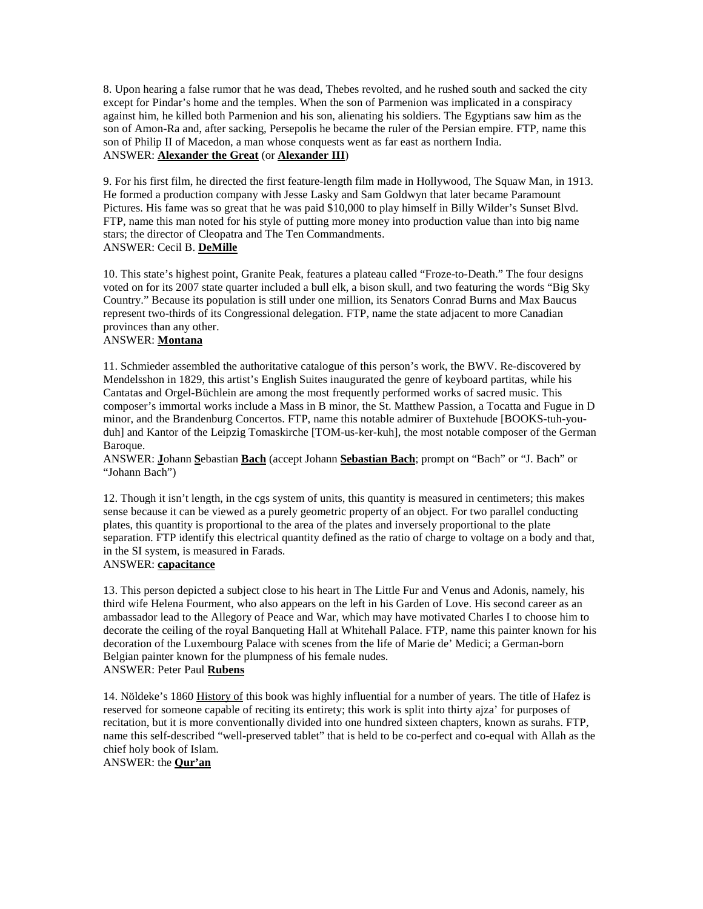8. Upon hearing a false rumor that he was dead, Thebes revolted, and he rushed south and sacked the city except for Pindar's home and the temples. When the son of Parmenion was implicated in a conspiracy against him, he killed both Parmenion and his son, alienating his soldiers. The Egyptians saw him as the son of Amon-Ra and, after sacking, Persepolis he became the ruler of the Persian empire. FTP, name this son of Philip II of Macedon, a man whose conquests went as far east as northern India.
ANSWER: **Alexander the Great** (or **Alexander III**)

9. For his first film, he directed the first feature-length film made in Hollywood, The Squaw Man, in 1913. He formed a production company with Jesse Lasky and Sam Goldwyn that later became Paramount Pictures. His fame was so great that he was paid $10,000 to play himself in Billy Wilder's Sunset Blvd. FTP, name this man noted for his style of putting more money into production value than into big name stars; the director of Cleopatra and The Ten Commandments.
ANSWER: Cecil B. **DeMille**

10. This state's highest point, Granite Peak, features a plateau called "Froze-to-Death." The four designs voted on for its 2007 state quarter included a bull elk, a bison skull, and two featuring the words "Big Sky Country." Because its population is still under one million, its Senators Conrad Burns and Max Baucus represent two-thirds of its Congressional delegation. FTP, name the state adjacent to more Canadian provinces than any other.
ANSWER: **Montana**

11. Schmieder assembled the authoritative catalogue of this person's work, the BWV. Re-discovered by Mendelsshon in 1829, this artist's English Suites inaugurated the genre of keyboard partitas, while his Cantatas and Orgel-Büchlein are among the most frequently performed works of sacred music. This composer's immortal works include a Mass in B minor, the St. Matthew Passion, a Tocatta and Fugue in D minor, and the Brandenburg Concertos. FTP, name this notable admirer of Buxtehude [BOOKS-tuh-you-duh] and Kantor of the Leipzig Tomaskirche [TOM-us-ker-kuh], the most notable composer of the German Baroque.
ANSWER: **J**ohann **S**ebastian **Bach** (accept Johann **Sebastian Bach**; prompt on "Bach" or "J. Bach" or "Johann Bach")

12. Though it isn't length, in the cgs system of units, this quantity is measured in centimeters; this makes sense because it can be viewed as a purely geometric property of an object. For two parallel conducting plates, this quantity is proportional to the area of the plates and inversely proportional to the plate separation. FTP identify this electrical quantity defined as the ratio of charge to voltage on a body and that, in the SI system, is measured in Farads.
ANSWER: **capacitance**

13. This person depicted a subject close to his heart in The Little Fur and Venus and Adonis, namely, his third wife Helena Fourment, who also appears on the left in his Garden of Love. His second career as an ambassador lead to the Allegory of Peace and War, which may have motivated Charles I to choose him to decorate the ceiling of the royal Banqueting Hall at Whitehall Palace. FTP, name this painter known for his decoration of the Luxembourg Palace with scenes from the life of Marie de' Medici; a German-born Belgian painter known for the plumpness of his female nudes.
ANSWER: Peter Paul **Rubens**

14. Nöldeke's 1860 History of this book was highly influential for a number of years. The title of Hafez is reserved for someone capable of reciting its entirety; this work is split into thirty ajza' for purposes of recitation, but it is more conventionally divided into one hundred sixteen chapters, known as surahs. FTP, name this self-described "well-preserved tablet" that is held to be co-perfect and co-equal with Allah as the chief holy book of Islam.
ANSWER: the **Qur'an**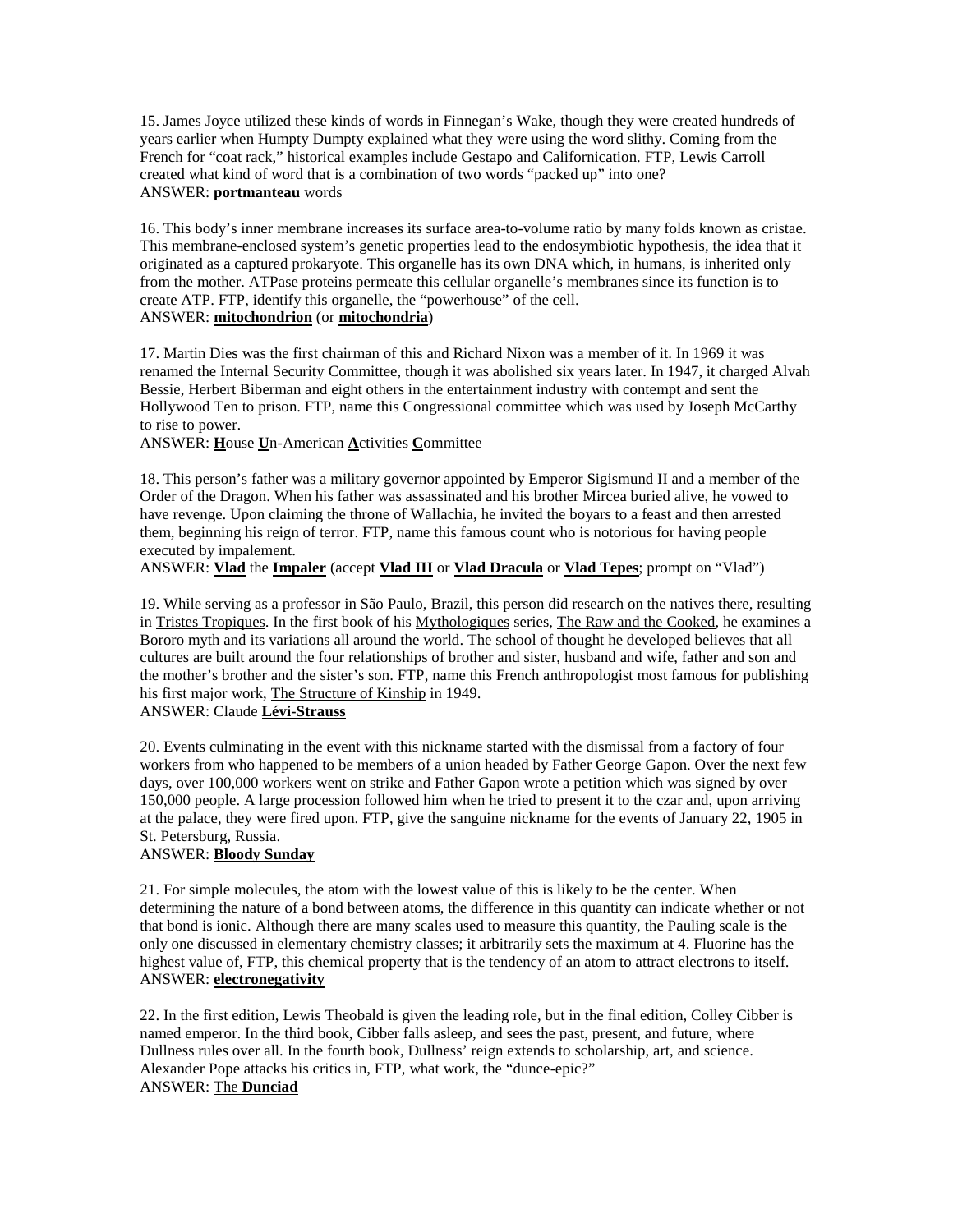15. James Joyce utilized these kinds of words in Finnegan's Wake, though they were created hundreds of years earlier when Humpty Dumpty explained what they were using the word slithy. Coming from the French for "coat rack," historical examples include Gestapo and Californication. FTP, Lewis Carroll created what kind of word that is a combination of two words "packed up" into one?
ANSWER: **portmanteau** words

16. This body's inner membrane increases its surface area-to-volume ratio by many folds known as cristae. This membrane-enclosed system's genetic properties lead to the endosymbiotic hypothesis, the idea that it originated as a captured prokaryote. This organelle has its own DNA which, in humans, is inherited only from the mother. ATPase proteins permeate this cellular organelle's membranes since its function is to create ATP. FTP, identify this organelle, the "powerhouse" of the cell.
ANSWER: **mitochondrion** (or **mitochondria**)

17. Martin Dies was the first chairman of this and Richard Nixon was a member of it. In 1969 it was renamed the Internal Security Committee, though it was abolished six years later. In 1947, it charged Alvah Bessie, Herbert Biberman and eight others in the entertainment industry with contempt and sent the Hollywood Ten to prison. FTP, name this Congressional committee which was used by Joseph McCarthy to rise to power.
ANSWER: **H**ouse **U**n-American **A**ctivities **C**ommittee

18. This person's father was a military governor appointed by Emperor Sigismund II and a member of the Order of the Dragon. When his father was assassinated and his brother Mircea buried alive, he vowed to have revenge. Upon claiming the throne of Wallachia, he invited the boyars to a feast and then arrested them, beginning his reign of terror. FTP, name this famous count who is notorious for having people executed by impalement.
ANSWER: **Vlad** the **Impaler** (accept **Vlad III** or **Vlad Dracula** or **Vlad Tepes**; prompt on "Vlad")

19. While serving as a professor in São Paulo, Brazil, this person did research on the natives there, resulting in Tristes Tropiques. In the first book of his Mythologiques series, The Raw and the Cooked, he examines a Bororo myth and its variations all around the world. The school of thought he developed believes that all cultures are built around the four relationships of brother and sister, husband and wife, father and son and the mother's brother and the sister's son. FTP, name this French anthropologist most famous for publishing his first major work, The Structure of Kinship in 1949.
ANSWER: Claude **Lévi-Strauss**

20. Events culminating in the event with this nickname started with the dismissal from a factory of four workers from who happened to be members of a union headed by Father George Gapon. Over the next few days, over 100,000 workers went on strike and Father Gapon wrote a petition which was signed by over 150,000 people. A large procession followed him when he tried to present it to the czar and, upon arriving at the palace, they were fired upon. FTP, give the sanguine nickname for the events of January 22, 1905 in St. Petersburg, Russia.
ANSWER: **Bloody Sunday**

21. For simple molecules, the atom with the lowest value of this is likely to be the center. When determining the nature of a bond between atoms, the difference in this quantity can indicate whether or not that bond is ionic. Although there are many scales used to measure this quantity, the Pauling scale is the only one discussed in elementary chemistry classes; it arbitrarily sets the maximum at 4. Fluorine has the highest value of, FTP, this chemical property that is the tendency of an atom to attract electrons to itself.
ANSWER: **electronegativity**

22. In the first edition, Lewis Theobald is given the leading role, but in the final edition, Colley Cibber is named emperor. In the third book, Cibber falls asleep, and sees the past, present, and future, where Dullness rules over all. In the fourth book, Dullness' reign extends to scholarship, art, and science. Alexander Pope attacks his critics in, FTP, what work, the "dunce-epic?"
ANSWER: The **Dunciad**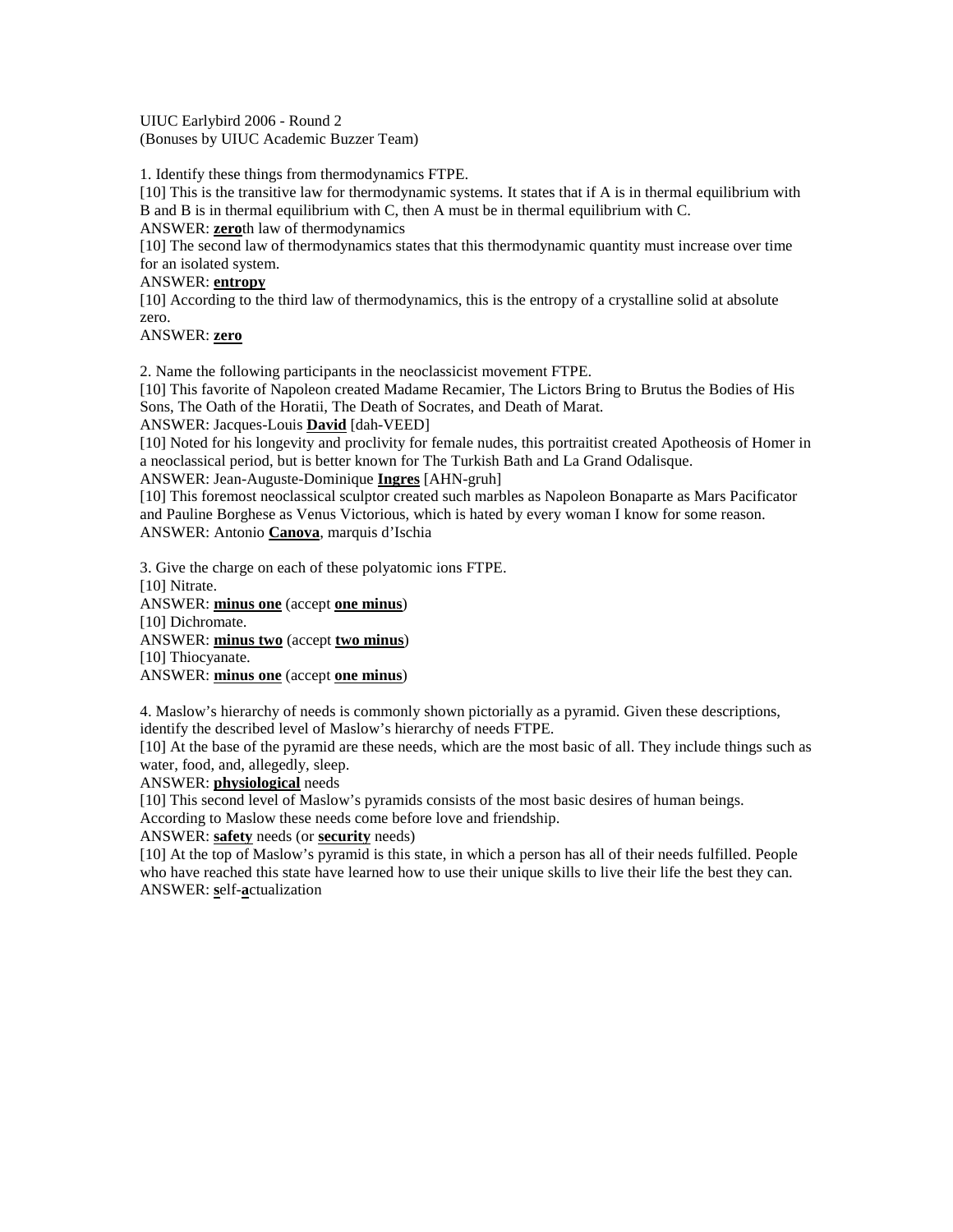UIC Earlybird 2006 - Round 2
(Bonuses by UIUC Academic Buzzer Team)

1. Identify these things from thermodynamics FTPE.

[10] This is the transitive law for thermodynamic systems. It states that if A is in thermal equilibrium with B and B is in thermal equilibrium with C, then A must be in thermal equilibrium with C.

ANSWER: **zero**th law of thermodynamics

[10] The second law of thermodynamics states that this thermodynamic quantity must increase over time for an isolated system.

ANSWER: **entropy**

[10] According to the third law of thermodynamics, this is the entropy of a crystalline solid at absolute zero.

ANSWER: **zero**

2. Name the following participants in the neoclassicist movement FTPE.

[10] This favorite of Napoleon created Madame Recamier, The Lictors Bring to Brutus the Bodies of His Sons, The Oath of the Horatii, The Death of Socrates, and Death of Marat.

ANSWER: Jacques-Louis **David** [dah-VEED]

[10] Noted for his longevity and proclivity for female nudes, this portraitist created Apotheosis of Homer in a neoclassical period, but is better known for The Turkish Bath and La Grand Odalisque.

ANSWER: Jean-Auguste-Dominique **Ingres** [AHN-gruh]

[10] This foremost neoclassical sculptor created such marbles as Napoleon Bonaparte as Mars Pacificator and Pauline Borghese as Venus Victorious, which is hated by every woman I know for some reason.

ANSWER: Antonio **Canova**, marquis d'Ischia

3. Give the charge on each of these polyatomic ions FTPE.

[10] Nitrate.

ANSWER: **minus one** (accept **one minus**)

[10] Dichromate.

ANSWER: **minus two** (accept **two minus**)

[10] Thiocyanate.

ANSWER: **minus one** (accept **one minus**)

4. Maslow's hierarchy of needs is commonly shown pictorially as a pyramid. Given these descriptions, identify the described level of Maslow's hierarchy of needs FTPE.

[10] At the base of the pyramid are these needs, which are the most basic of all. They include things such as water, food, and, allegedly, sleep.

ANSWER: **physiological** needs

[10] This second level of Maslow's pyramids consists of the most basic desires of human beings. According to Maslow these needs come before love and friendship.

ANSWER: **safety** needs (or **security** needs)

[10] At the top of Maslow's pyramid is this state, in which a person has all of their needs fulfilled. People who have reached this state have learned how to use their unique skills to live their life the best they can.

ANSWER: **s**elf-**a**ctualization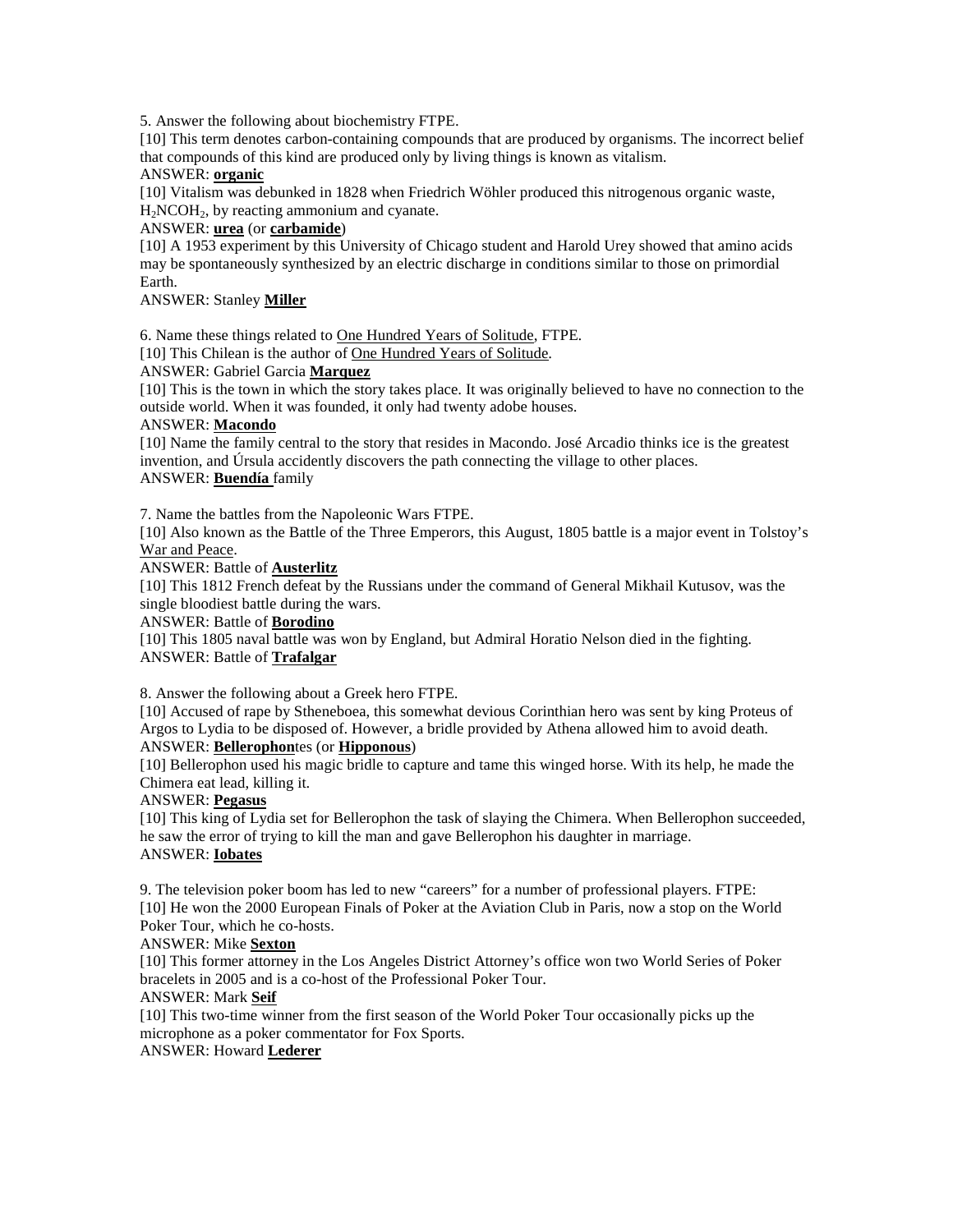5. Answer the following about biochemistry FTPE.

[10] This term denotes carbon-containing compounds that are produced by organisms. The incorrect belief that compounds of this kind are produced only by living things is known as vitalism.

ANSWER: **organic**

[10] Vitalism was debunked in 1828 when Friedrich Wöhler produced this nitrogenous organic waste, $H_2NCOH_2$, by reacting ammonium and cyanate.

ANSWER: **urea** (or **carbamide**)

[10] A 1953 experiment by this University of Chicago student and Harold Urey showed that amino acids may be spontaneously synthesized by an electric discharge in conditions similar to those on primordial Earth.

ANSWER: Stanley **Miller**

6. Name these things related to One Hundred Years of Solitude, FTPE.

[10] This Chilean is the author of One Hundred Years of Solitude.

ANSWER: Gabriel Garcia **Marquez**

[10] This is the town in which the story takes place. It was originally believed to have no connection to the outside world. When it was founded, it only had twenty adobe houses.

ANSWER: **Macondo**

[10] Name the family central to the story that resides in Macondo. José Arcadio thinks ice is the greatest invention, and Úrsula accidently discovers the path connecting the village to other places.

ANSWER: **Buendía** family

7. Name the battles from the Napoleonic Wars FTPE.

[10] Also known as the Battle of the Three Emperors, this August, 1805 battle is a major event in Tolstoy's War and Peace.

ANSWER: Battle of **Austerlitz**

[10] This 1812 French defeat by the Russians under the command of General Mikhail Kutusov, was the single bloodiest battle during the wars.

ANSWER: Battle of **Borodino**

[10] This 1805 naval battle was won by England, but Admiral Horatio Nelson died in the fighting.

ANSWER: Battle of **Trafalgar**

8. Answer the following about a Greek hero FTPE.

[10] Accused of rape by Stheneboea, this somewhat devious Corinthian hero was sent by king Proteus of Argos to Lydia to be disposed of. However, a bridle provided by Athena allowed him to avoid death.

ANSWER: **Bellerophon**tes (or **Hipponous**)

[10] Bellerophon used his magic bridle to capture and tame this winged horse. With its help, he made the Chimera eat lead, killing it.

ANSWER: **Pegasus**

[10] This king of Lydia set for Bellerophon the task of slaying the Chimera. When Bellerophon succeeded, he saw the error of trying to kill the man and gave Bellerophon his daughter in marriage.

ANSWER: **Iobates**

9. The television poker boom has led to new "careers" for a number of professional players. FTPE:

[10] He won the 2000 European Finals of Poker at the Aviation Club in Paris, now a stop on the World Poker Tour, which he co-hosts.

ANSWER: Mike **Sexton**

[10] This former attorney in the Los Angeles District Attorney's office won two World Series of Poker bracelets in 2005 and is a co-host of the Professional Poker Tour.

ANSWER: Mark **Seif**

[10] This two-time winner from the first season of the World Poker Tour occasionally picks up the microphone as a poker commentator for Fox Sports.

ANSWER: Howard **Lederer**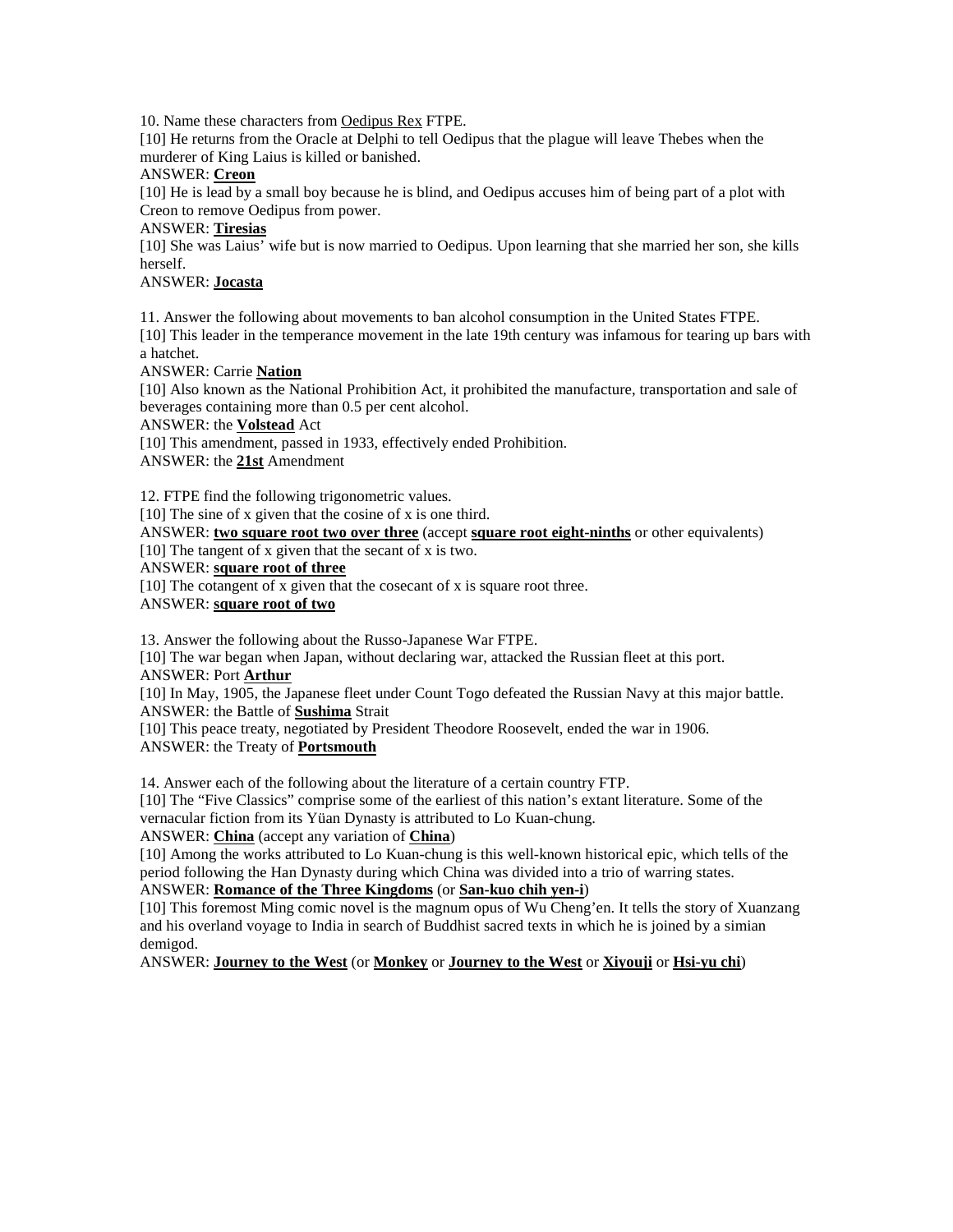10. Name these characters from Oedipus Rex FTPE.

[10] He returns from the Oracle at Delphi to tell Oedipus that the plague will leave Thebes when the murderer of King Laius is killed or banished.

ANSWER: **Creon**

[10] He is lead by a small boy because he is blind, and Oedipus accuses him of being part of a plot with Creon to remove Oedipus from power.

ANSWER: **Tiresias**

[10] She was Laius' wife but is now married to Oedipus. Upon learning that she married her son, she kills herself.

ANSWER: **Jocasta**

11. Answer the following about movements to ban alcohol consumption in the United States FTPE.

[10] This leader in the temperance movement in the late 19th century was infamous for tearing up bars with a hatchet.

ANSWER: Carrie **Nation**

[10] Also known as the National Prohibition Act, it prohibited the manufacture, transportation and sale of beverages containing more than 0.5 per cent alcohol.

ANSWER: the **Volstead** Act

[10] This amendment, passed in 1933, effectively ended Prohibition.

ANSWER: the **21st** Amendment

12. FTPE find the following trigonometric values.

[10] The sine of x given that the cosine of x is one third.

ANSWER: **two square root two over three** (accept **square root eight-ninths** or other equivalents)

[10] The tangent of x given that the secant of x is two.

ANSWER: **square root of three**

[10] The cotangent of x given that the cosecant of x is square root three.

ANSWER: **square root of two**

13. Answer the following about the Russo-Japanese War FTPE.

[10] The war began when Japan, without declaring war, attacked the Russian fleet at this port.

ANSWER: Port **Arthur**

[10] In May, 1905, the Japanese fleet under Count Togo defeated the Russian Navy at this major battle.

ANSWER: the Battle of **Sushima** Strait

[10] This peace treaty, negotiated by President Theodore Roosevelt, ended the war in 1906.

ANSWER: the Treaty of **Portsmouth**

14. Answer each of the following about the literature of a certain country FTP.

[10] The "Five Classics" comprise some of the earliest of this nation's extant literature. Some of the vernacular fiction from its Yüan Dynasty is attributed to Lo Kuan-chung.

ANSWER: **China** (accept any variation of **China**)

[10] Among the works attributed to Lo Kuan-chung is this well-known historical epic, which tells of the period following the Han Dynasty during which China was divided into a trio of warring states.

ANSWER: **Romance of the Three Kingdoms** (or **San-kuo chih yen-i**)

[10] This foremost Ming comic novel is the magnum opus of Wu Cheng'en. It tells the story of Xuanzang and his overland voyage to India in search of Buddhist sacred texts in which he is joined by a simian demigod.

ANSWER: **Journey to the West** (or **Monkey** or **Journey to the West** or **Xiyouji** or **Hsi-yu chi**)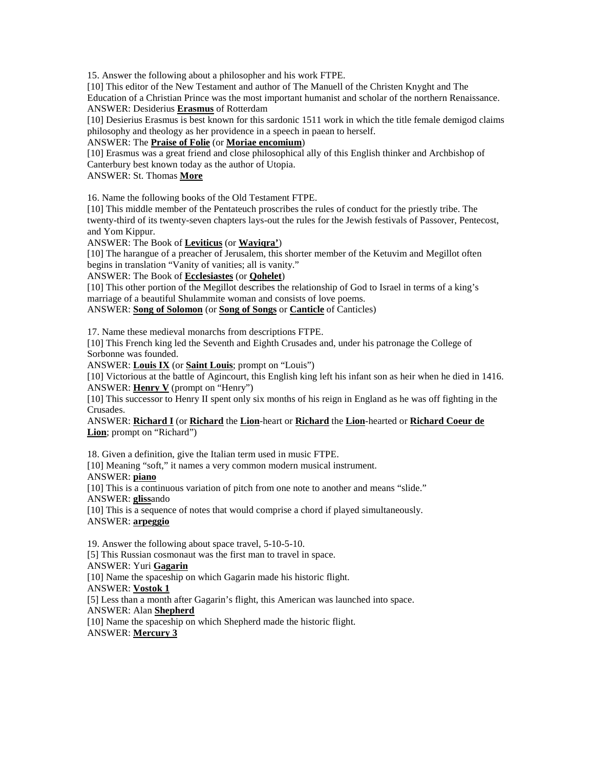15. Answer the following about a philosopher and his work FTPE.

[10] This editor of the New Testament and author of The Manuell of the Christen Knyght and The Education of a Christian Prince was the most important humanist and scholar of the northern Renaissance.

ANSWER: Desiderius **Erasmus** of Rotterdam

[10] Desierius Erasmus is best known for this sardonic 1511 work in which the title female demigod claims philosophy and theology as her providence in a speech in paean to herself.

ANSWER: The **Praise of Folie** (or **Moriae encomium**)

[10] Erasmus was a great friend and close philosophical ally of this English thinker and Archbishop of Canterbury best known today as the author of Utopia.

ANSWER: St. Thomas **More**

16. Name the following books of the Old Testament FTPE.

[10] This middle member of the Pentateuch proscribes the rules of conduct for the priestly tribe. The twenty-third of its twenty-seven chapters lays-out the rules for the Jewish festivals of Passover, Pentecost, and Yom Kippur.

ANSWER: The Book of **Leviticus** (or **Wayiqra'**)

[10] The harangue of a preacher of Jerusalem, this shorter member of the Ketuvim and Megillot often begins in translation "Vanity of vanities; all is vanity."

ANSWER: The Book of **Ecclesiastes** (or **Qohelet**)

[10] This other portion of the Megillot describes the relationship of God to Israel in terms of a king's marriage of a beautiful Shulammite woman and consists of love poems.

ANSWER: **Song of Solomon** (or **Song of Songs** or **Canticle** of Canticles)

17. Name these medieval monarchs from descriptions FTPE.

[10] This French king led the Seventh and Eighth Crusades and, under his patronage the College of Sorbonne was founded.

ANSWER: **Louis IX** (or **Saint Louis**; prompt on "Louis")

[10] Victorious at the battle of Agincourt, this English king left his infant son as heir when he died in 1416.

ANSWER: **Henry V** (prompt on "Henry")

[10] This successor to Henry II spent only six months of his reign in England as he was off fighting in the Crusades.

ANSWER: **Richard I** (or **Richard** the **Lion**-heart or **Richard** the **Lion**-hearted or **Richard Coeur de Lion**; prompt on "Richard")

18. Given a definition, give the Italian term used in music FTPE.

[10] Meaning "soft," it names a very common modern musical instrument.

ANSWER: **piano**

[10] This is a continuous variation of pitch from one note to another and means "slide."

ANSWER: **gliss**ando

[10] This is a sequence of notes that would comprise a chord if played simultaneously.

ANSWER: **arpeggio**

19. Answer the following about space travel, 5-10-5-10.

[5] This Russian cosmonaut was the first man to travel in space.

ANSWER: Yuri **Gagarin**

[10] Name the spaceship on which Gagarin made his historic flight.

ANSWER: **Vostok 1**

[5] Less than a month after Gagarin's flight, this American was launched into space.

ANSWER: Alan **Shepherd**

[10] Name the spaceship on which Shepherd made the historic flight.

ANSWER: **Mercury 3**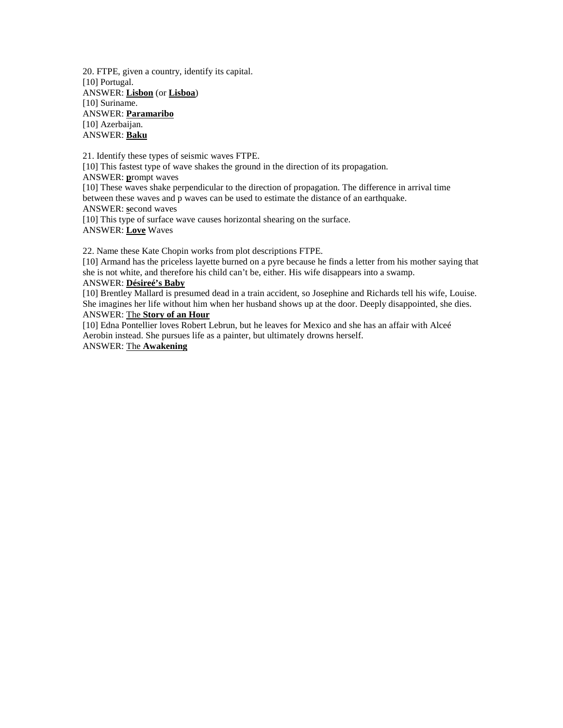20. FTPE, given a country, identify its capital.

[10] Portugal.

ANSWER: **Lisbon** (or **Lisboa**)

[10] Suriname.

ANSWER: **Paramaribo**

[10] Azerbaijan.

ANSWER: **Baku**

21. Identify these types of seismic waves FTPE.

[10] This fastest type of wave shakes the ground in the direction of its propagation.

ANSWER: **p**rompt waves

[10] These waves shake perpendicular to the direction of propagation. The difference in arrival time between these waves and p waves can be used to estimate the distance of an earthquake.

ANSWER: **s**econd waves

[10] This type of surface wave causes horizontal shearing on the surface.

ANSWER: **Love** Waves

22. Name these Kate Chopin works from plot descriptions FTPE.

[10] Armand has the priceless layette burned on a pyre because he finds a letter from his mother saying that she is not white, and therefore his child can't be, either. His wife disappears into a swamp.

ANSWER: **Désireé's Baby**

[10] Brentley Mallard is presumed dead in a train accident, so Josephine and Richards tell his wife, Louise. She imagines her life without him when her husband shows up at the door. Deeply disappointed, she dies.

ANSWER: The **Story of an Hour**

[10] Edna Pontellier loves Robert Lebrun, but he leaves for Mexico and she has an affair with Alceé Aerobin instead. She pursues life as a painter, but ultimately drowns herself.

ANSWER: The **Awakening**